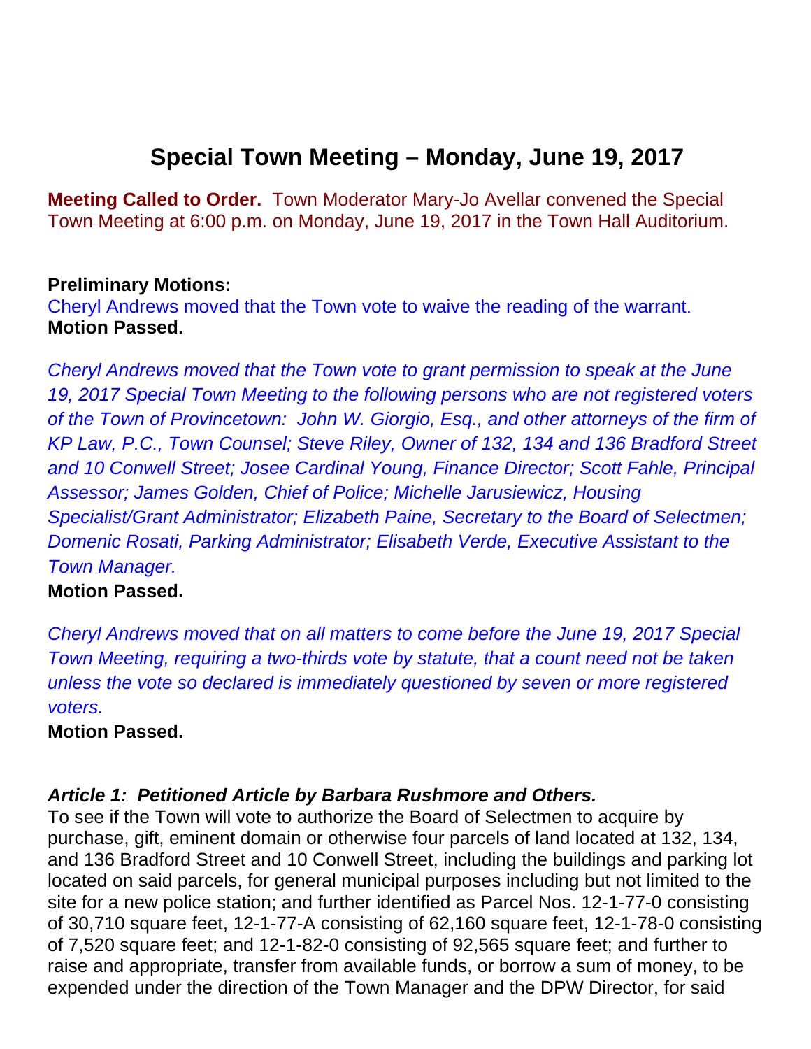# Special Town Meeting – Monday, June 19, 2017

**Meeting Called to Order.** Town Moderator Mary-Jo Avellar convened the Special Town Meeting at 6:00 p.m. on Monday, June 19, 2017 in the Town Hall Auditorium.

**Preliminary Motions:**
Cheryl Andrews moved that the Town vote to waive the reading of the warrant.
**Motion Passed.**

*Cheryl Andrews moved that the Town vote to grant permission to speak at the June 19, 2017 Special Town Meeting to the following persons who are not registered voters of the Town of Provincetown: John W. Giorgio, Esq., and other attorneys of the firm of KP Law, P.C., Town Counsel; Steve Riley, Owner of 132, 134 and 136 Bradford Street and 10 Conwell Street; Josee Cardinal Young, Finance Director; Scott Fahle, Principal Assessor; James Golden, Chief of Police; Michelle Jarusiewicz, Housing Specialist/Grant Administrator; Elizabeth Paine, Secretary to the Board of Selectmen; Domenic Rosati, Parking Administrator; Elisabeth Verde, Executive Assistant to the Town Manager.*
**Motion Passed.**

*Cheryl Andrews moved that on all matters to come before the June 19, 2017 Special Town Meeting, requiring a two-thirds vote by statute, that a count need not be taken unless the vote so declared is immediately questioned by seven or more registered voters.*
**Motion Passed.**

***Article 1: Petitioned Article by Barbara Rushmore and Others.***
To see if the Town will vote to authorize the Board of Selectmen to acquire by purchase, gift, eminent domain or otherwise four parcels of land located at 132, 134, and 136 Bradford Street and 10 Conwell Street, including the buildings and parking lot located on said parcels, for general municipal purposes including but not limited to the site for a new police station; and further identified as Parcel Nos. 12-1-77-0 consisting of 30,710 square feet, 12-1-77-A consisting of 62,160 square feet, 12-1-78-0 consisting of 7,520 square feet; and 12-1-82-0 consisting of 92,565 square feet; and further to raise and appropriate, transfer from available funds, or borrow a sum of money, to be expended under the direction of the Town Manager and the DPW Director, for said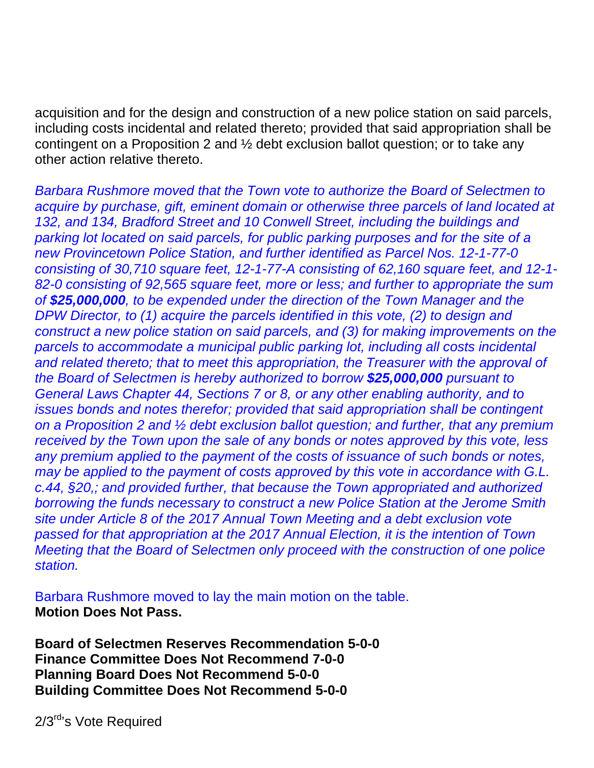acquisition and for the design and construction of a new police station on said parcels, including costs incidental and related thereto; provided that said appropriation shall be contingent on a Proposition 2 and ½ debt exclusion ballot question; or to take any other action relative thereto.

*Barbara Rushmore moved that the Town vote to authorize the Board of Selectmen to acquire by purchase, gift, eminent domain or otherwise three parcels of land located at 132, and 134, Bradford Street and 10 Conwell Street, including the buildings and parking lot located on said parcels, for public parking purposes and for the site of a new Provincetown Police Station, and further identified as Parcel Nos. 12-1-77-0 consisting of 30,710 square feet, 12-1-77-A consisting of 62,160 square feet, and 12-1-82-0 consisting of 92,565 square feet, more or less; and further to appropriate the sum of* ***$25,000,000****, to be expended under the direction of the Town Manager and the DPW Director, to (1) acquire the parcels identified in this vote, (2) to design and construct a new police station on said parcels, and (3) for making improvements on the parcels to accommodate a municipal public parking lot, including all costs incidental and related thereto; that to meet this appropriation, the Treasurer with the approval of the Board of Selectmen is hereby authorized to borrow* ***$25,000,000*** *pursuant to General Laws Chapter 44, Sections 7 or 8, or any other enabling authority, and to issues bonds and notes therefor; provided that said appropriation shall be contingent on a Proposition 2 and ½ debt exclusion ballot question; and further, that any premium received by the Town upon the sale of any bonds or notes approved by this vote, less any premium applied to the payment of the costs of issuance of such bonds or notes, may be applied to the payment of costs approved by this vote in accordance with G.L. c.44, §20,; and provided further, that because the Town appropriated and authorized borrowing the funds necessary to construct a new Police Station at the Jerome Smith site under Article 8 of the 2017 Annual Town Meeting and a debt exclusion vote passed for that appropriation at the 2017 Annual Election, it is the intention of Town Meeting that the Board of Selectmen only proceed with the construction of one police station.*

Barbara Rushmore moved to lay the main motion on the table.
**Motion Does Not Pass.**

**Board of Selectmen Reserves Recommendation 5-0-0**
**Finance Committee Does Not Recommend 7-0-0**
**Planning Board Does Not Recommend 5-0-0**
**Building Committee Does Not Recommend 5-0-0**

2/3rd's Vote Required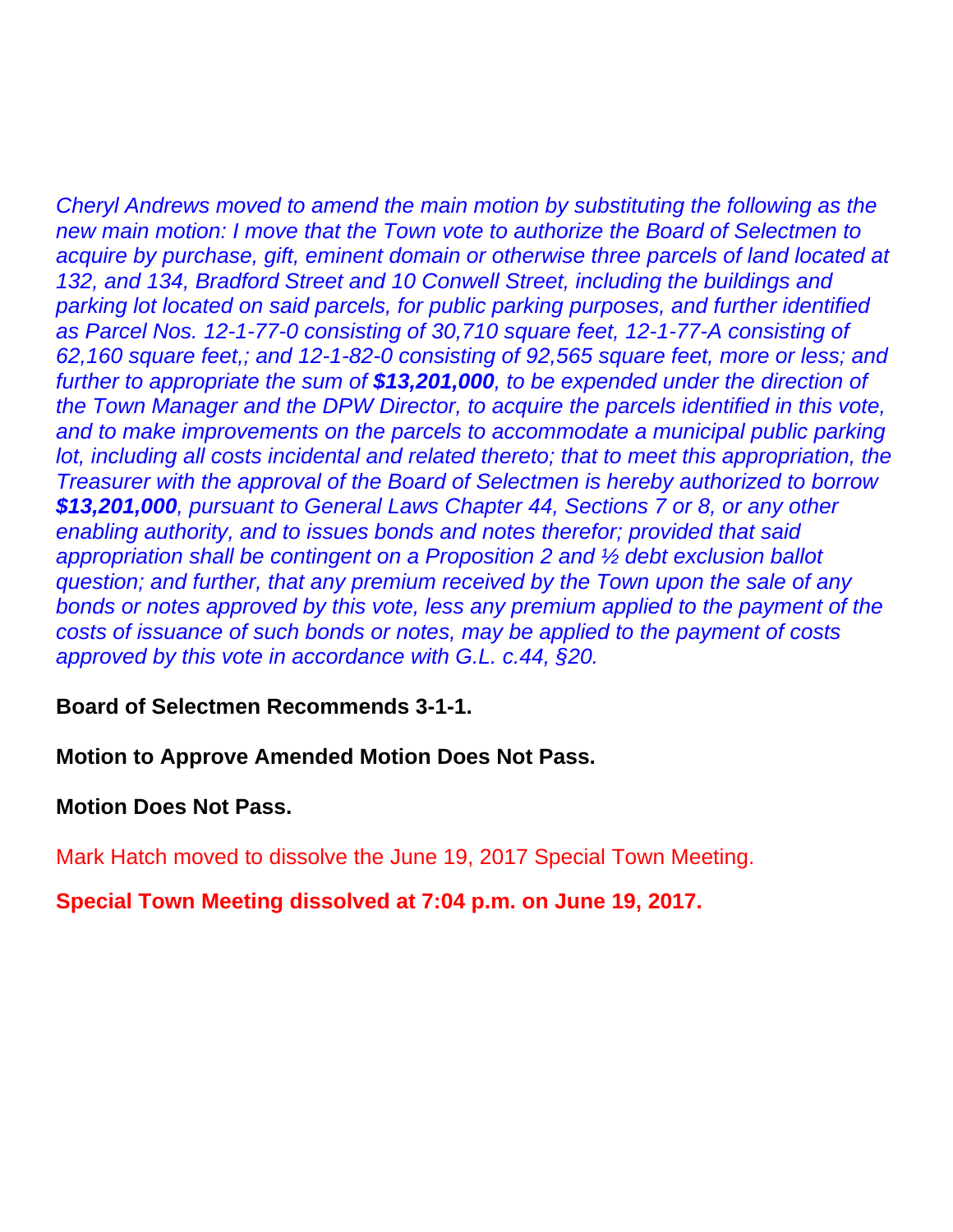*Cheryl Andrews moved to amend the main motion by substituting the following as the new main motion: I move that the Town vote to authorize the Board of Selectmen to acquire by purchase, gift, eminent domain or otherwise three parcels of land located at 132, and 134, Bradford Street and 10 Conwell Street, including the buildings and parking lot located on said parcels, for public parking purposes, and further identified as Parcel Nos. 12-1-77-0 consisting of 30,710 square feet, 12-1-77-A consisting of 62,160 square feet,; and 12-1-82-0 consisting of 92,565 square feet, more or less; and further to appropriate the sum of **$13,201,000**, to be expended under the direction of the Town Manager and the DPW Director, to acquire the parcels identified in this vote, and to make improvements on the parcels to accommodate a municipal public parking lot, including all costs incidental and related thereto; that to meet this appropriation, the Treasurer with the approval of the Board of Selectmen is hereby authorized to borrow **$13,201,000**, pursuant to General Laws Chapter 44, Sections 7 or 8, or any other enabling authority, and to issues bonds and notes therefor; provided that said appropriation shall be contingent on a Proposition 2 and ½ debt exclusion ballot question; and further, that any premium received by the Town upon the sale of any bonds or notes approved by this vote, less any premium applied to the payment of the costs of issuance of such bonds or notes, may be applied to the payment of costs approved by this vote in accordance with G.L. c.44, §20.*

**Board of Selectmen Recommends 3-1-1.**

**Motion to Approve Amended Motion Does Not Pass.**

**Motion Does Not Pass.**

Mark Hatch moved to dissolve the June 19, 2017 Special Town Meeting.

**Special Town Meeting dissolved at 7:04 p.m. on June 19, 2017.**